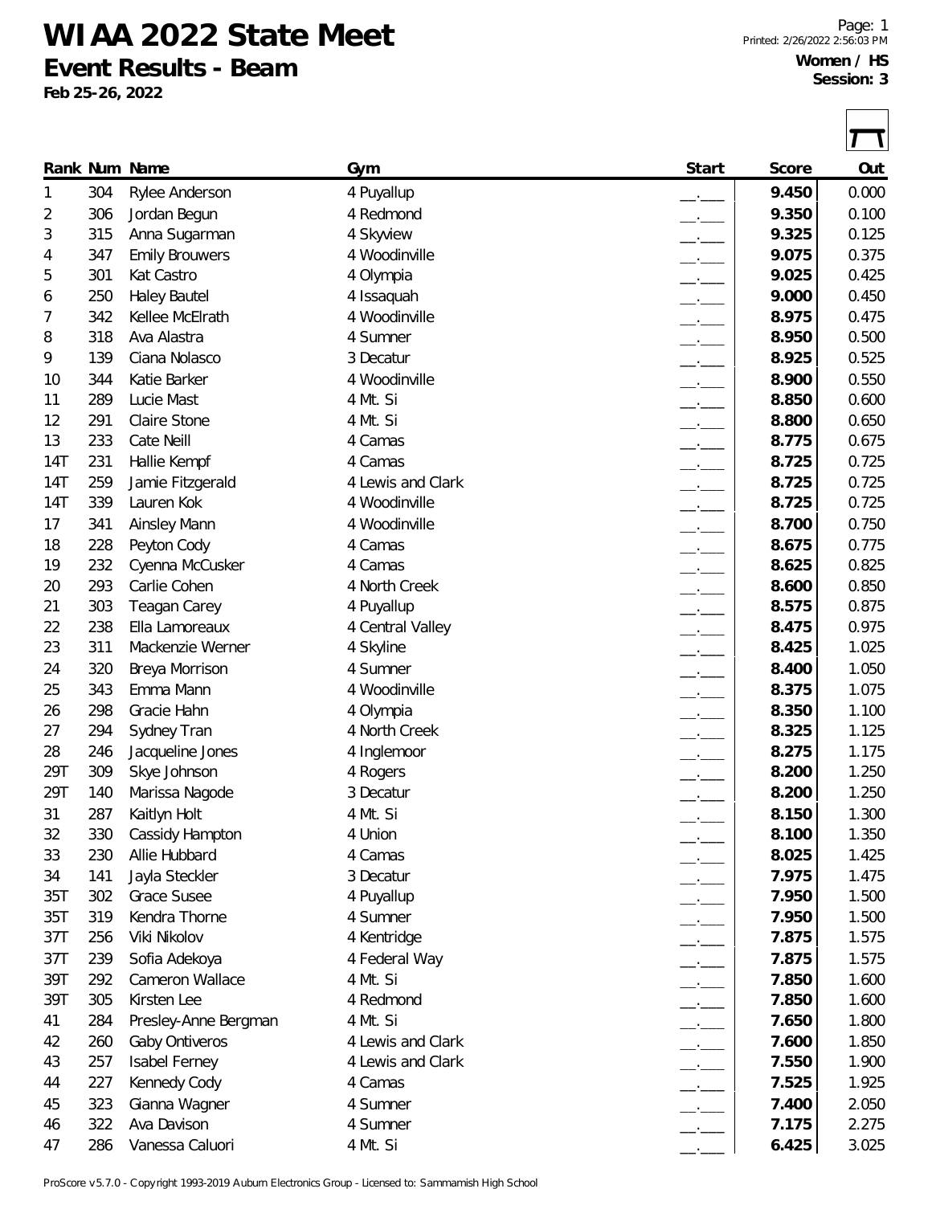# WIAA 2022 State Meet

## Event Results - Beam

**Feb 25-26, 2022**

Printed: 2/26/2022 2:56:03 PM

**Women / HS**
**Session: 3**

| Rank | Num | Name | Gym | Start | Score | Out |
|---|---|---|---|---|---|---|
| 1 | 304 | Rylee Anderson | 4 Puyallup | __.___ | **9.450** | 0.000 |
| 2 | 306 | Jordan Begun | 4 Redmond | __.___ | **9.350** | 0.100 |
| 3 | 315 | Anna Sugarman | 4 Skyview | __.___ | **9.325** | 0.125 |
| 4 | 347 | Emily Brouwers | 4 Woodinville | __.___ | **9.075** | 0.375 |
| 5 | 301 | Kat Castro | 4 Olympia | __.___ | **9.025** | 0.425 |
| 6 | 250 | Haley Bautel | 4 Issaquah | __.___ | **9.000** | 0.450 |
| 7 | 342 | Kellee McElrath | 4 Woodinville | __.___ | **8.975** | 0.475 |
| 8 | 318 | Ava Alastra | 4 Sumner | __.___ | **8.950** | 0.500 |
| 9 | 139 | Ciana Nolasco | 3 Decatur | __.___ | **8.925** | 0.525 |
| 10 | 344 | Katie Barker | 4 Woodinville | __.___ | **8.900** | 0.550 |
| 11 | 289 | Lucie Mast | 4 Mt. Si | __.___ | **8.850** | 0.600 |
| 12 | 291 | Claire Stone | 4 Mt. Si | __.___ | **8.800** | 0.650 |
| 13 | 233 | Cate Neill | 4 Camas | __.___ | **8.775** | 0.675 |
| 14T | 231 | Hallie Kempf | 4 Camas | __.___ | **8.725** | 0.725 |
| 14T | 259 | Jamie Fitzgerald | 4 Lewis and Clark | __.___ | **8.725** | 0.725 |
| 14T | 339 | Lauren Kok | 4 Woodinville | __.___ | **8.725** | 0.725 |
| 17 | 341 | Ainsley Mann | 4 Woodinville | __.___ | **8.700** | 0.750 |
| 18 | 228 | Peyton Cody | 4 Camas | __.___ | **8.675** | 0.775 |
| 19 | 232 | Cyenna McCusker | 4 Camas | __.___ | **8.625** | 0.825 |
| 20 | 293 | Carlie Cohen | 4 North Creek | __.___ | **8.600** | 0.850 |
| 21 | 303 | Teagan Carey | 4 Puyallup | __.___ | **8.575** | 0.875 |
| 22 | 238 | Ella Lamoreaux | 4 Central Valley | __.___ | **8.475** | 0.975 |
| 23 | 311 | Mackenzie Werner | 4 Skyline | __.___ | **8.425** | 1.025 |
| 24 | 320 | Breya Morrison | 4 Sumner | __.___ | **8.400** | 1.050 |
| 25 | 343 | Emma Mann | 4 Woodinville | __.___ | **8.375** | 1.075 |
| 26 | 298 | Gracie Hahn | 4 Olympia | __.___ | **8.350** | 1.100 |
| 27 | 294 | Sydney Tran | 4 North Creek | __.___ | **8.325** | 1.125 |
| 28 | 246 | Jacqueline Jones | 4 Inglemoor | __.___ | **8.275** | 1.175 |
| 29T | 309 | Skye Johnson | 4 Rogers | __.___ | **8.200** | 1.250 |
| 29T | 140 | Marissa Nagode | 3 Decatur | __.___ | **8.200** | 1.250 |
| 31 | 287 | Kaitlyn Holt | 4 Mt. Si | __.___ | **8.150** | 1.300 |
| 32 | 330 | Cassidy Hampton | 4 Union | __.___ | **8.100** | 1.350 |
| 33 | 230 | Allie Hubbard | 4 Camas | __.___ | **8.025** | 1.425 |
| 34 | 141 | Jayla Steckler | 3 Decatur | __.___ | **7.975** | 1.475 |
| 35T | 302 | Grace Susee | 4 Puyallup | __.___ | **7.950** | 1.500 |
| 35T | 319 | Kendra Thorne | 4 Sumner | __.___ | **7.950** | 1.500 |
| 37T | 256 | Viki Nikolov | 4 Kentridge | __.___ | **7.875** | 1.575 |
| 37T | 239 | Sofia Adekoya | 4 Federal Way | __.___ | **7.875** | 1.575 |
| 39T | 292 | Cameron Wallace | 4 Mt. Si | __.___ | **7.850** | 1.600 |
| 39T | 305 | Kirsten Lee | 4 Redmond | __.___ | **7.850** | 1.600 |
| 41 | 284 | Presley-Anne Bergman | 4 Mt. Si | __.___ | **7.650** | 1.800 |
| 42 | 260 | Gaby Ontiveros | 4 Lewis and Clark | __.___ | **7.600** | 1.850 |
| 43 | 257 | Isabel Ferney | 4 Lewis and Clark | __.___ | **7.550** | 1.900 |
| 44 | 227 | Kennedy Cody | 4 Camas | __.___ | **7.525** | 1.925 |
| 45 | 323 | Gianna Wagner | 4 Sumner | __.___ | **7.400** | 2.050 |
| 46 | 322 | Ava Davison | 4 Sumner | __.___ | **7.175** | 2.275 |
| 47 | 286 | Vanessa Caluori | 4 Mt. Si | __.___ | **6.425** | 3.025 |

ProScore v5.7.0 - Copyright 1993-2019 Auburn Electronics Group - Licensed to: Sammamish High School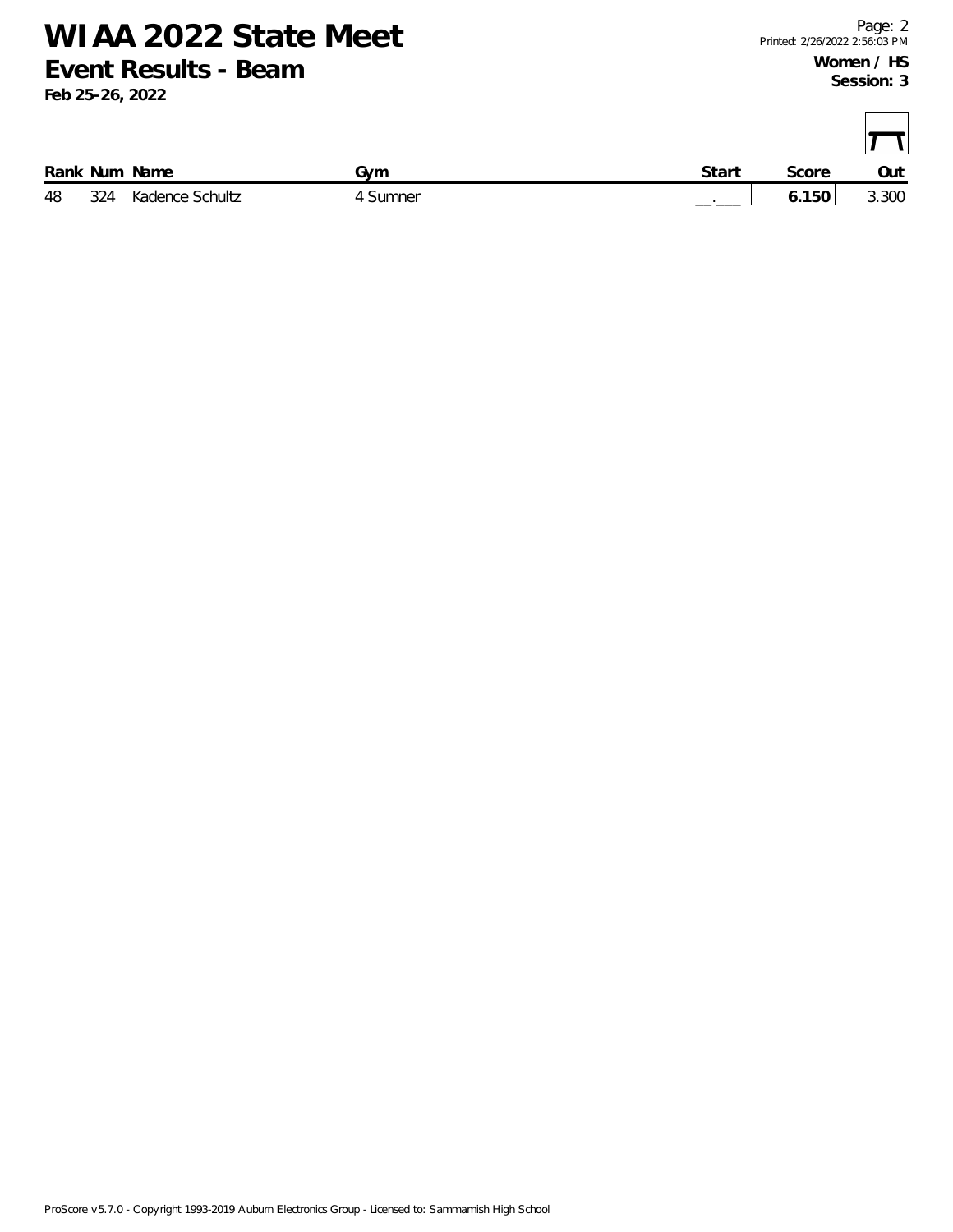# WIAA 2022 State Meet

## Event Results - Beam

**Feb 25-26, 2022**

**Women / HS**
**Session: 3**

| Rank | Num | Name | Gym | Start | Score | Out |
|---|---|---|---|---|---|---|
| 48 | 324 | Kadence Schultz | 4 Sumner | __.___ | **6.150** | 3.300 |

ProScore v5.7.0 - Copyright 1993-2019 Auburn Electronics Group - Licensed to: Sammamish High School